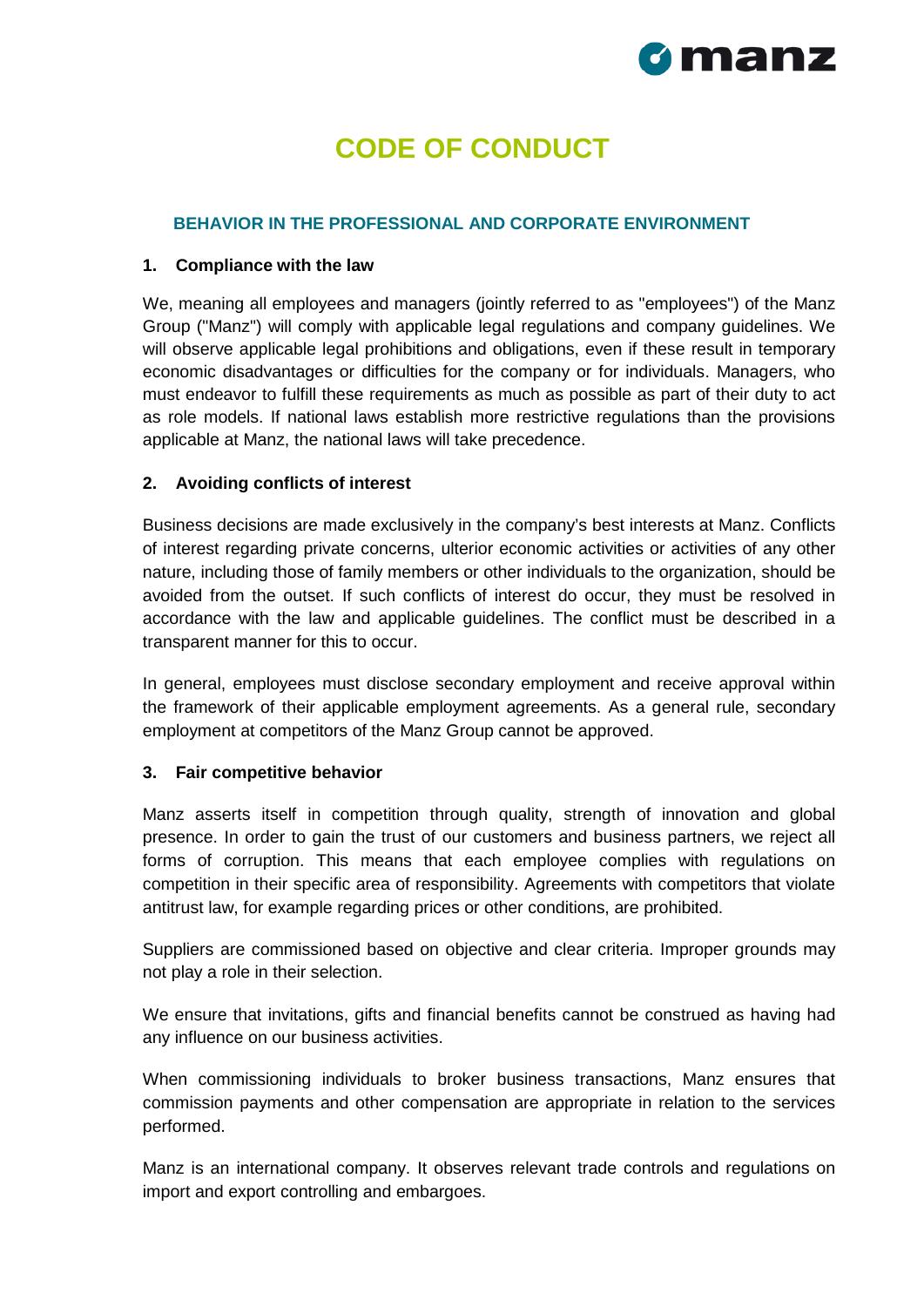# CODE OF CONDUCT

## BEHAVIOR IN THE PROFESSIONAL AND CORPORATE ENVIRONMENT

### 1. Compliance with the law

We, meaning all employees and managers (jointly referred to as "employees") of the Manz Group ("Manz") will comply with applicable legal regulations and company guidelines. We will observe applicable legal prohibitions and obligations, even if these result in temporary economic disadvantages or difficulties for the company or for individuals. Managers, who must endeavor to fulfill these requirements as much as possible as part of their duty to act as role models. If national laws establish more restrictive regulations than the provisions applicable at Manz, the national laws will take precedence.

### 2. Avoiding conflicts of interest

Business decisions are made exclusively in the company's best interests at Manz. Conflicts of interest regarding private concerns, ulterior economic activities or activities of any other nature, including those of family members or other individuals to the organization, should be avoided from the outset. If such conflicts of interest do occur, they must be resolved in accordance with the law and applicable guidelines. The conflict must be described in a transparent manner for this to occur.

In general, employees must disclose secondary employment and receive approval within the framework of their applicable employment agreements. As a general rule, secondary employment at competitors of the Manz Group cannot be approved.

### 3. Fair competitive behavior

Manz asserts itself in competition through quality, strength of innovation and global presence. In order to gain the trust of our customers and business partners, we reject all forms of corruption. This means that each employee complies with regulations on competition in their specific area of responsibility. Agreements with competitors that violate antitrust law, for example regarding prices or other conditions, are prohibited.

Suppliers are commissioned based on objective and clear criteria. Improper grounds may not play a role in their selection.

We ensure that invitations, gifts and financial benefits cannot be construed as having had any influence on our business activities.

When commissioning individuals to broker business transactions, Manz ensures that commission payments and other compensation are appropriate in relation to the services performed.

Manz is an international company. It observes relevant trade controls and regulations on import and export controlling and embargoes.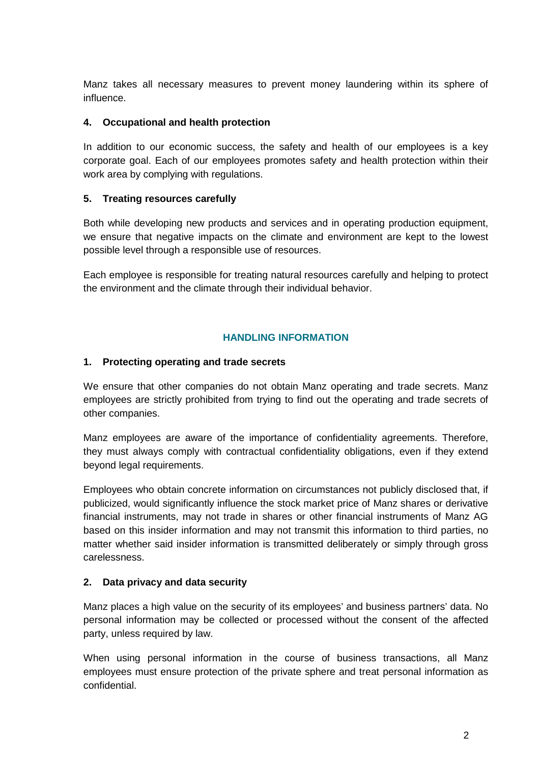Manz takes all necessary measures to prevent money laundering within its sphere of influence.

### 4. Occupational and health protection

In addition to our economic success, the safety and health of our employees is a key corporate goal. Each of our employees promotes safety and health protection within their work area by complying with regulations.

### 5. Treating resources carefully

Both while developing new products and services and in operating production equipment, we ensure that negative impacts on the climate and environment are kept to the lowest possible level through a responsible use of resources.

Each employee is responsible for treating natural resources carefully and helping to protect the environment and the climate through their individual behavior.

## HANDLING INFORMATION

### 1. Protecting operating and trade secrets

We ensure that other companies do not obtain Manz operating and trade secrets. Manz employees are strictly prohibited from trying to find out the operating and trade secrets of other companies.

Manz employees are aware of the importance of confidentiality agreements. Therefore, they must always comply with contractual confidentiality obligations, even if they extend beyond legal requirements.

Employees who obtain concrete information on circumstances not publicly disclosed that, if publicized, would significantly influence the stock market price of Manz shares or derivative financial instruments, may not trade in shares or other financial instruments of Manz AG based on this insider information and may not transmit this information to third parties, no matter whether said insider information is transmitted deliberately or simply through gross carelessness.

### 2. Data privacy and data security

Manz places a high value on the security of its employees' and business partners' data. No personal information may be collected or processed without the consent of the affected party, unless required by law.

When using personal information in the course of business transactions, all Manz employees must ensure protection of the private sphere and treat personal information as confidential.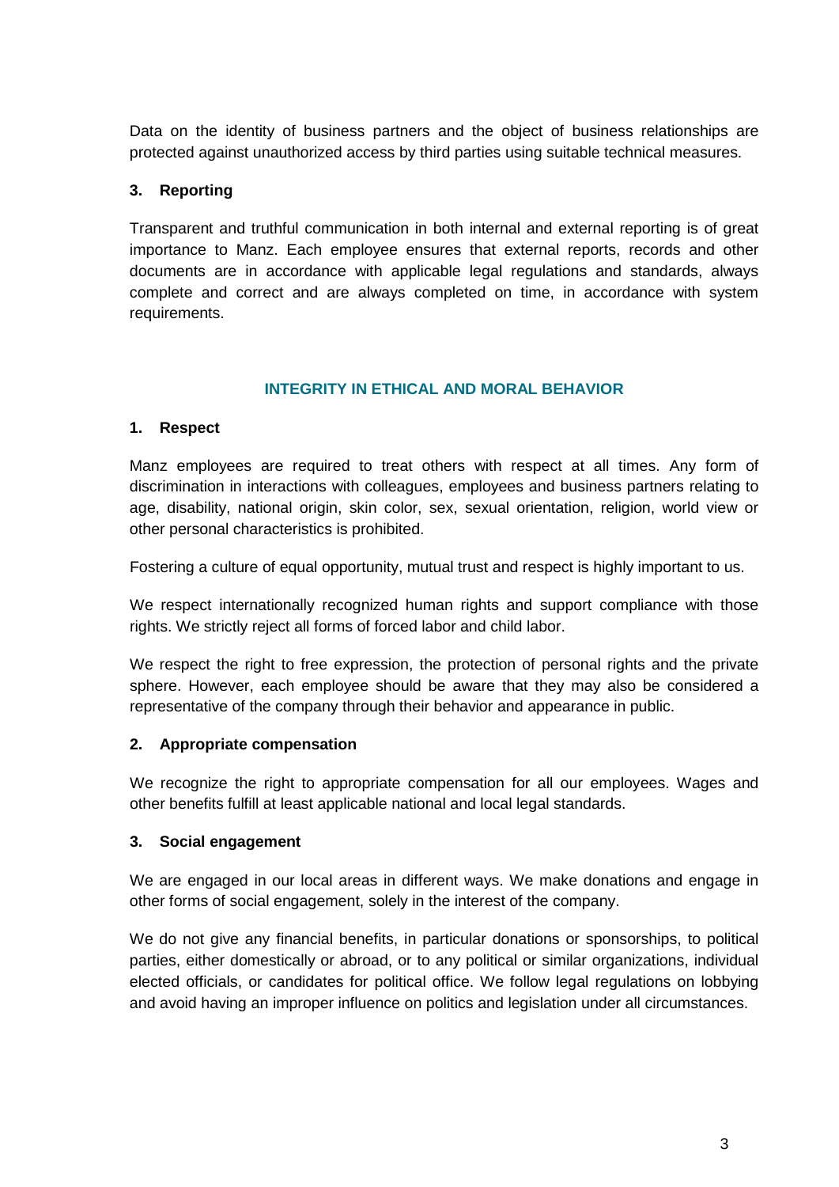Data on the identity of business partners and the object of business relationships are protected against unauthorized access by third parties using suitable technical measures.

### 3. Reporting

Transparent and truthful communication in both internal and external reporting is of great importance to Manz. Each employee ensures that external reports, records and other documents are in accordance with applicable legal regulations and standards, always complete and correct and are always completed on time, in accordance with system requirements.

## INTEGRITY IN ETHICAL AND MORAL BEHAVIOR

### 1. Respect

Manz employees are required to treat others with respect at all times. Any form of discrimination in interactions with colleagues, employees and business partners relating to age, disability, national origin, skin color, sex, sexual orientation, religion, world view or other personal characteristics is prohibited.

Fostering a culture of equal opportunity, mutual trust and respect is highly important to us.

We respect internationally recognized human rights and support compliance with those rights. We strictly reject all forms of forced labor and child labor.

We respect the right to free expression, the protection of personal rights and the private sphere. However, each employee should be aware that they may also be considered a representative of the company through their behavior and appearance in public.

### 2. Appropriate compensation

We recognize the right to appropriate compensation for all our employees. Wages and other benefits fulfill at least applicable national and local legal standards.

### 3. Social engagement

We are engaged in our local areas in different ways. We make donations and engage in other forms of social engagement, solely in the interest of the company.

We do not give any financial benefits, in particular donations or sponsorships, to political parties, either domestically or abroad, or to any political or similar organizations, individual elected officials, or candidates for political office. We follow legal regulations on lobbying and avoid having an improper influence on politics and legislation under all circumstances.